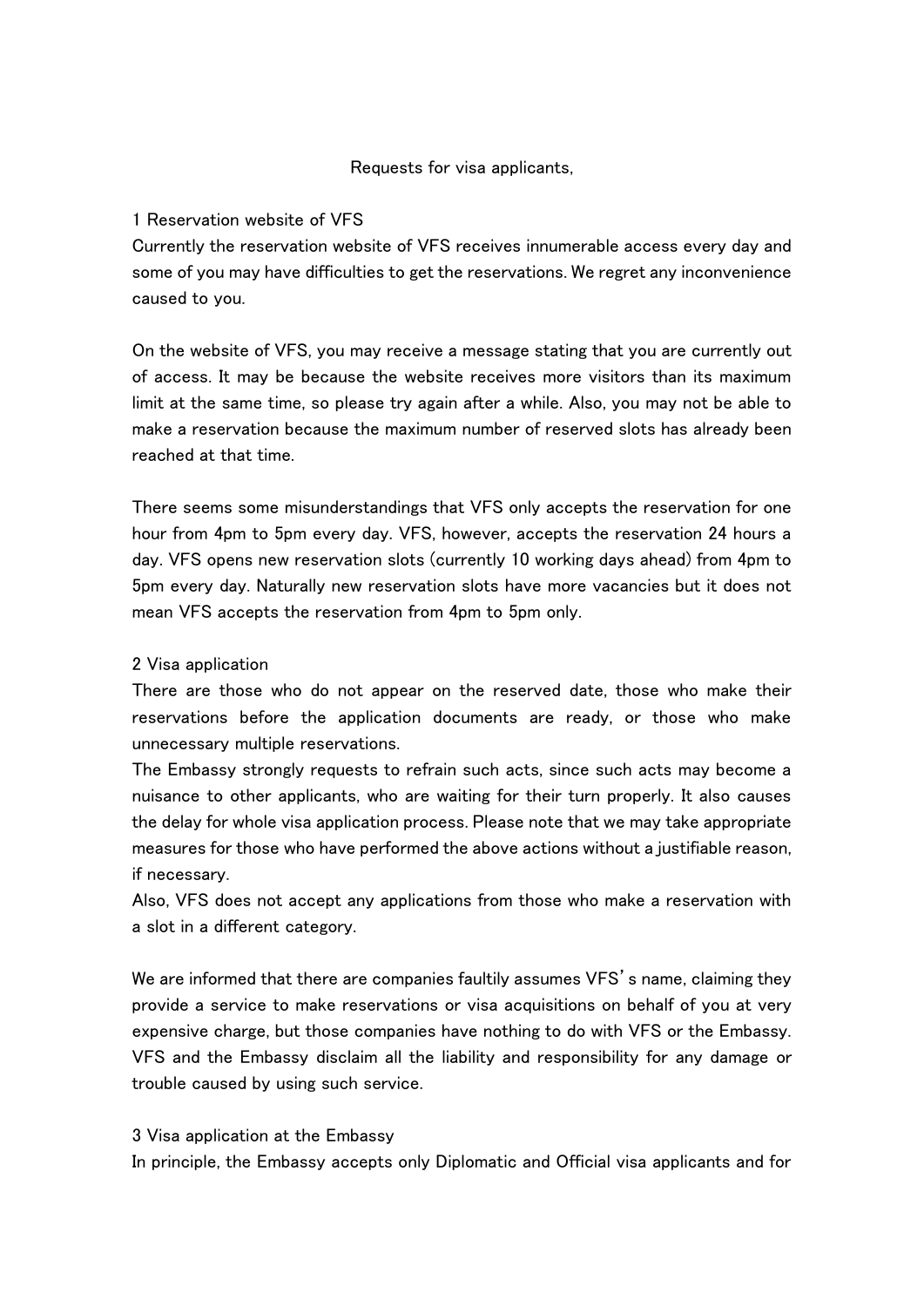Requests for visa applicants,

## 1 Reservation website of VFS

Currently the reservation website of VFS receives innumerable access every day and some of you may have difficulties to get the reservations. We regret any inconvenience caused to you.

On the website of VFS, you may receive a message stating that you are currently out of access. It may be because the website receives more visitors than its maximum limit at the same time, so please try again after a while. Also, you may not be able to make a reservation because the maximum number of reserved slots has already been reached at that time.

There seems some misunderstandings that VFS only accepts the reservation for one hour from 4pm to 5pm every day. VFS, however, accepts the reservation 24 hours a day. VFS opens new reservation slots (currently 10 working days ahead) from 4pm to 5pm every day. Naturally new reservation slots have more vacancies but it does not mean VFS accepts the reservation from 4pm to 5pm only.

## 2 Visa application

There are those who do not appear on the reserved date, those who make their reservations before the application documents are ready, or those who make unnecessary multiple reservations.

The Embassy strongly requests to refrain such acts, since such acts may become a nuisance to other applicants, who are waiting for their turn properly. It also causes the delay for whole visa application process. Please note that we may take appropriate measures for those who have performed the above actions without a justifiable reason, if necessary.

Also, VFS does not accept any applications from those who make a reservation with a slot in a different category.

We are informed that there are companies faultily assumes VFS's name, claiming they provide a service to make reservations or visa acquisitions on behalf of you at very expensive charge, but those companies have nothing to do with VFS or the Embassy. VFS and the Embassy disclaim all the liability and responsibility for any damage or trouble caused by using such service.

## 3 Visa application at the Embassy

In principle, the Embassy accepts only Diplomatic and Official visa applicants and for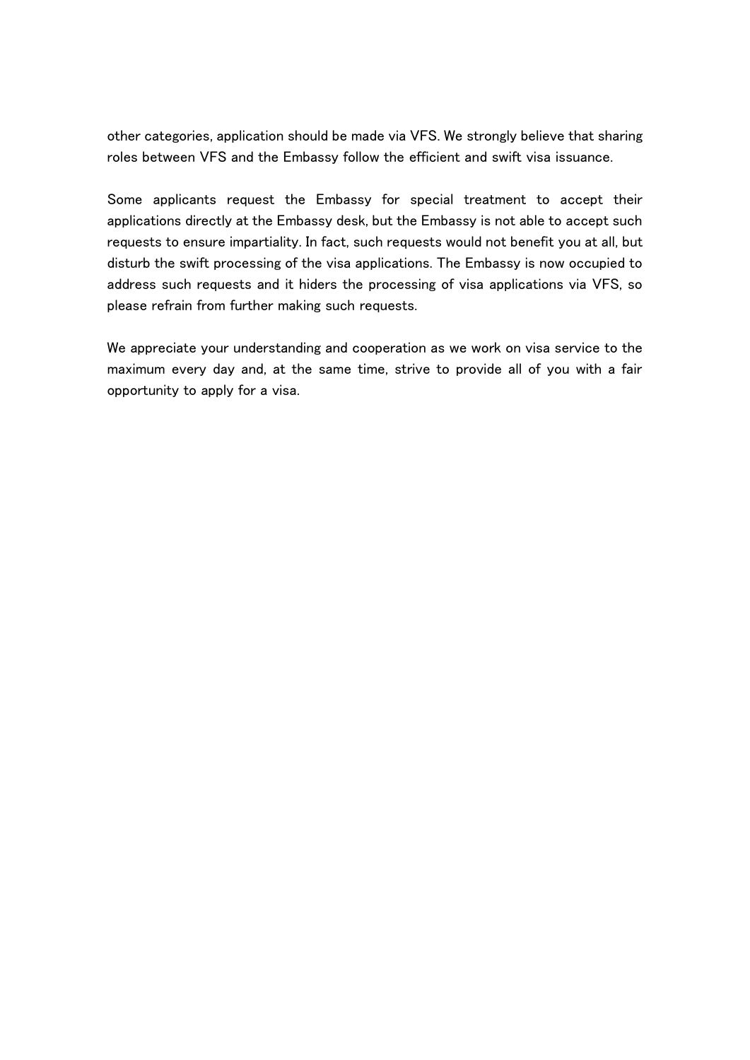other categories, application should be made via VFS. We strongly believe that sharing roles between VFS and the Embassy follow the efficient and swift visa issuance.

Some applicants request the Embassy for special treatment to accept their applications directly at the Embassy desk, but the Embassy is not able to accept such requests to ensure impartiality. In fact, such requests would not benefit you at all, but disturb the swift processing of the visa applications. The Embassy is now occupied to address such requests and it hiders the processing of visa applications via VFS, so please refrain from further making such requests.

We appreciate your understanding and cooperation as we work on visa service to the maximum every day and, at the same time, strive to provide all of you with a fair opportunity to apply for a visa.